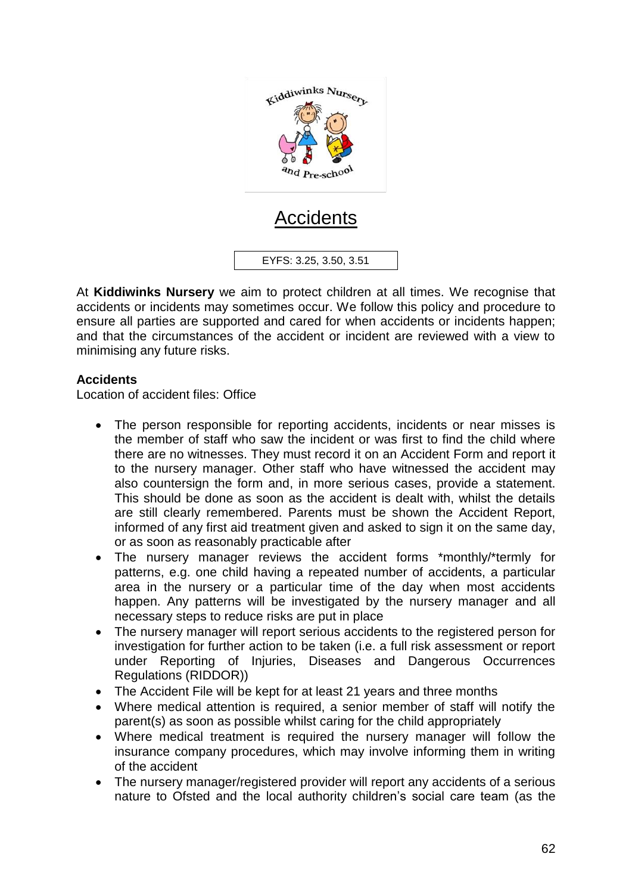# Accidents

EYFS: 3.25, 3.50, 3.51

At **Kiddiwinks Nursery** we aim to protect children at all times. We recognise that accidents or incidents may sometimes occur. We follow this policy and procedure to ensure all parties are supported and cared for when accidents or incidents happen; and that the circumstances of the accident or incident are reviewed with a view to minimising any future risks.

## Accidents

Location of accident files: Office

- The person responsible for reporting accidents, incidents or near misses is the member of staff who saw the incident or was first to find the child where there are no witnesses. They must record it on an Accident Form and report it to the nursery manager. Other staff who have witnessed the accident may also countersign the form and, in more serious cases, provide a statement. This should be done as soon as the accident is dealt with, whilst the details are still clearly remembered. Parents must be shown the Accident Report, informed of any first aid treatment given and asked to sign it on the same day, or as soon as reasonably practicable after
- The nursery manager reviews the accident forms *monthly/*termly for patterns, e.g. one child having a repeated number of accidents, a particular area in the nursery or a particular time of the day when most accidents happen. Any patterns will be investigated by the nursery manager and all necessary steps to reduce risks are put in place
- The nursery manager will report serious accidents to the registered person for investigation for further action to be taken (i.e. a full risk assessment or report under Reporting of Injuries, Diseases and Dangerous Occurrences Regulations (RIDDOR))
- The Accident File will be kept for at least 21 years and three months
- Where medical attention is required, a senior member of staff will notify the parent(s) as soon as possible whilst caring for the child appropriately
- Where medical treatment is required the nursery manager will follow the insurance company procedures, which may involve informing them in writing of the accident
- The nursery manager/registered provider will report any accidents of a serious nature to Ofsted and the local authority children's social care team (as the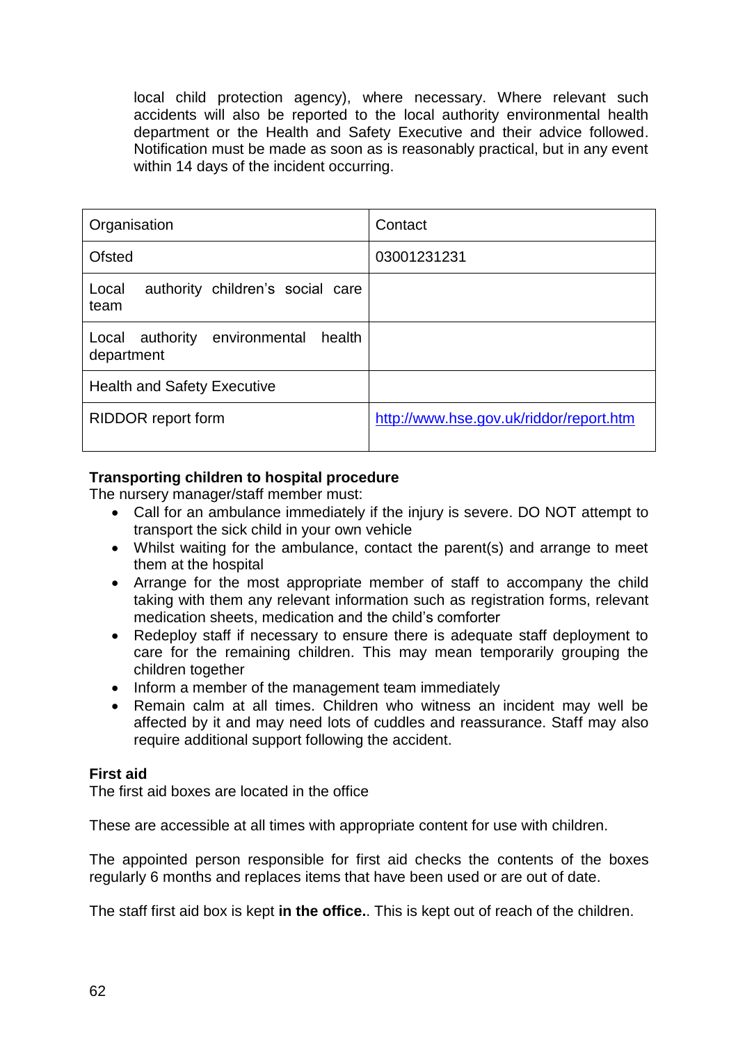local child protection agency), where necessary. Where relevant such accidents will also be reported to the local authority environmental health department or the Health and Safety Executive and their advice followed. Notification must be made as soon as is reasonably practical, but in any event within 14 days of the incident occurring.

| Organisation | Contact |
| --- | --- |
| Ofsted | 03001231231 |
| Local authority children's social care team | |
| Local authority environmental health department | |
| Health and Safety Executive | |
| RIDDOR report form | http://www.hse.gov.uk/riddor/report.htm |

**Transporting children to hospital procedure**

The nursery manager/staff member must:

- Call for an ambulance immediately if the injury is severe. DO NOT attempt to transport the sick child in your own vehicle
- Whilst waiting for the ambulance, contact the parent(s) and arrange to meet them at the hospital
- Arrange for the most appropriate member of staff to accompany the child taking with them any relevant information such as registration forms, relevant medication sheets, medication and the child's comforter
- Redeploy staff if necessary to ensure there is adequate staff deployment to care for the remaining children. This may mean temporarily grouping the children together
- Inform a member of the management team immediately
- Remain calm at all times. Children who witness an incident may well be affected by it and may need lots of cuddles and reassurance. Staff may also require additional support following the accident.

**First aid**

The first aid boxes are located in the office

These are accessible at all times with appropriate content for use with children.

The appointed person responsible for first aid checks the contents of the boxes regularly 6 months and replaces items that have been used or are out of date.

The staff first aid box is kept **in the office.**. This is kept out of reach of the children.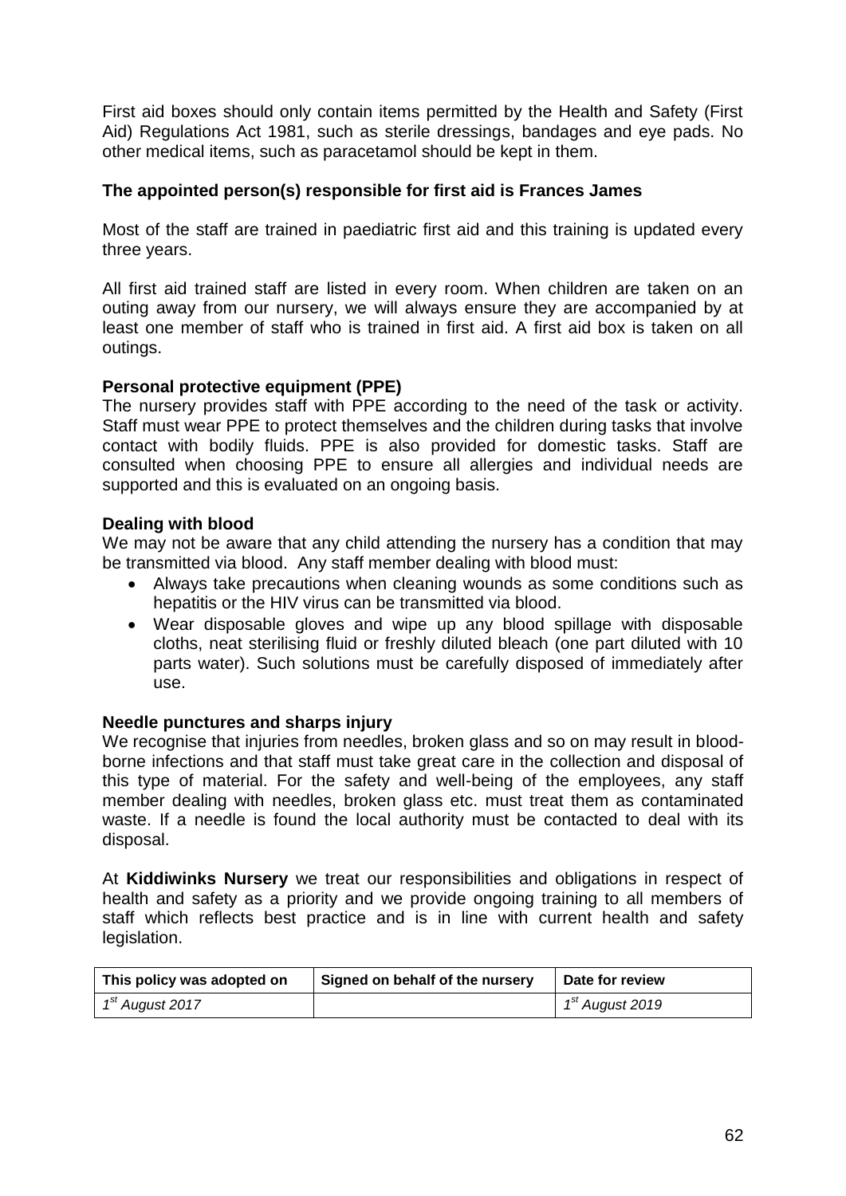First aid boxes should only contain items permitted by the Health and Safety (First Aid) Regulations Act 1981, such as sterile dressings, bandages and eye pads. No other medical items, such as paracetamol should be kept in them.

**The appointed person(s) responsible for first aid is Frances James**

Most of the staff are trained in paediatric first aid and this training is updated every three years.

All first aid trained staff are listed in every room. When children are taken on an outing away from our nursery, we will always ensure they are accompanied by at least one member of staff who is trained in first aid. A first aid box is taken on all outings.

**Personal protective equipment (PPE)**

The nursery provides staff with PPE according to the need of the task or activity. Staff must wear PPE to protect themselves and the children during tasks that involve contact with bodily fluids. PPE is also provided for domestic tasks. Staff are consulted when choosing PPE to ensure all allergies and individual needs are supported and this is evaluated on an ongoing basis.

**Dealing with blood**

We may not be aware that any child attending the nursery has a condition that may be transmitted via blood. Any staff member dealing with blood must:

- Always take precautions when cleaning wounds as some conditions such as hepatitis or the HIV virus can be transmitted via blood.
- Wear disposable gloves and wipe up any blood spillage with disposable cloths, neat sterilising fluid or freshly diluted bleach (one part diluted with 10 parts water). Such solutions must be carefully disposed of immediately after use.

**Needle punctures and sharps injury**

We recognise that injuries from needles, broken glass and so on may result in blood-borne infections and that staff must take great care in the collection and disposal of this type of material. For the safety and well-being of the employees, any staff member dealing with needles, broken glass etc. must treat them as contaminated waste. If a needle is found the local authority must be contacted to deal with its disposal.

At **Kiddiwinks Nursery** we treat our responsibilities and obligations in respect of health and safety as a priority and we provide ongoing training to all members of staff which reflects best practice and is in line with current health and safety legislation.

| This policy was adopted on | Signed on behalf of the nursery | Date for review |
|---|---|---|
| *1st August 2017* | | *1st August 2019* |